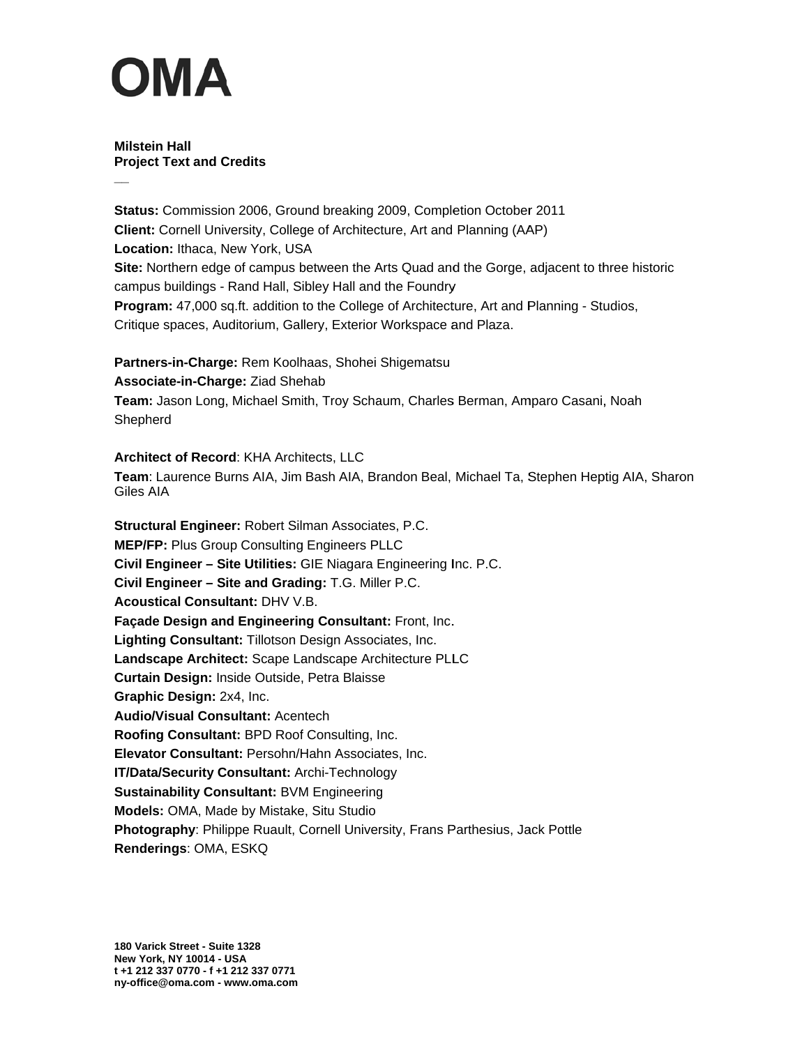# OMA

**Milstein Hall**
**Project Text and Credits**

—

**Status:** Commission 2006, Ground breaking 2009, Completion October 2011
**Client:** Cornell University, College of Architecture, Art and Planning (AAP)
**Location:** Ithaca, New York, USA
**Site:** Northern edge of campus between the Arts Quad and the Gorge, adjacent to three historic campus buildings - Rand Hall, Sibley Hall and the Foundry
**Program:** 47,000 sq.ft. addition to the College of Architecture, Art and Planning - Studios, Critique spaces, Auditorium, Gallery, Exterior Workspace and Plaza.

**Partners-in-Charge:** Rem Koolhaas, Shohei Shigematsu
**Associate-in-Charge:** Ziad Shehab
**Team:** Jason Long, Michael Smith, Troy Schaum, Charles Berman, Amparo Casani, Noah Shepherd

**Architect of Record**: KHA Architects, LLC
**Team**: Laurence Burns AIA, Jim Bash AIA, Brandon Beal, Michael Ta, Stephen Heptig AIA, Sharon Giles AIA

**Structural Engineer:** Robert Silman Associates, P.C.
**MEP/FP:** Plus Group Consulting Engineers PLLC
**Civil Engineer – Site Utilities:** GIE Niagara Engineering Inc. P.C.
**Civil Engineer – Site and Grading:** T.G. Miller P.C.
**Acoustical Consultant:** DHV V.B.
**Façade Design and Engineering Consultant:** Front, Inc.
**Lighting Consultant:** Tillotson Design Associates, Inc.
**Landscape Architect:** Scape Landscape Architecture PLLC
**Curtain Design:** Inside Outside, Petra Blaisse
**Graphic Design:** 2x4, Inc.
**Audio/Visual Consultant:** Acentech
**Roofing Consultant:** BPD Roof Consulting, Inc.
**Elevator Consultant:** Persohn/Hahn Associates, Inc.
**IT/Data/Security Consultant:** Archi-Technology
**Sustainability Consultant:** BVM Engineering
**Models:** OMA, Made by Mistake, Situ Studio
**Photography**: Philippe Ruault, Cornell University, Frans Parthesius, Jack Pottle
**Renderings**: OMA, ESKQ

**180 Varick Street - Suite 1328**
**New York, NY 10014 - USA**
**t +1 212 337 0770 - f +1 212 337 0771**
**ny-office@oma.com - www.oma.com**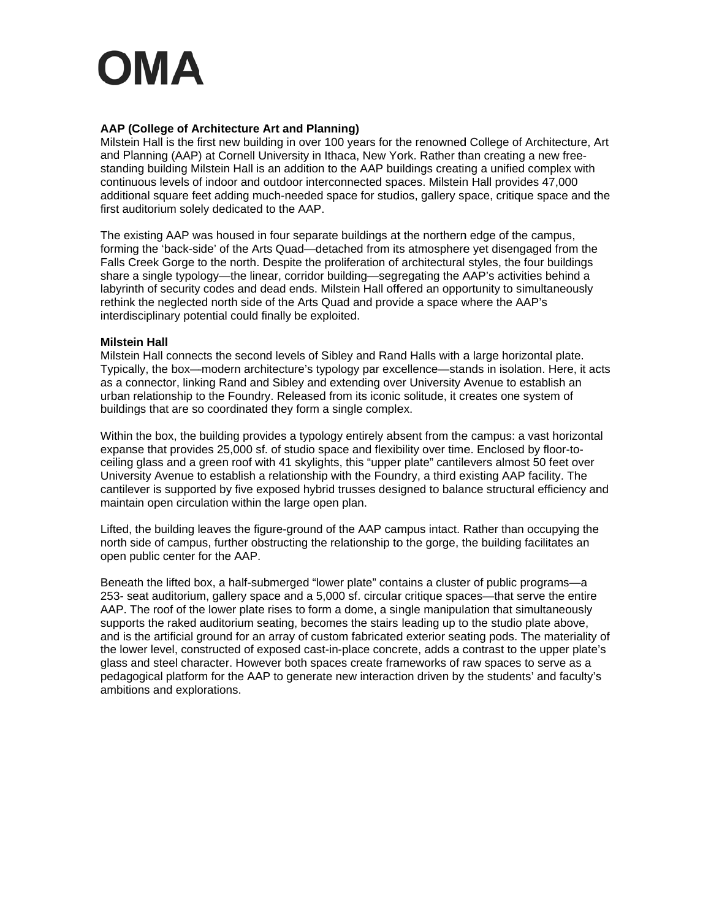# OMA

**AAP (College of Architecture Art and Planning)**

Milstein Hall is the first new building in over 100 years for the renowned College of Architecture, Art and Planning (AAP) at Cornell University in Ithaca, New York. Rather than creating a new free-standing building Milstein Hall is an addition to the AAP buildings creating a unified complex with continuous levels of indoor and outdoor interconnected spaces. Milstein Hall provides 47,000 additional square feet adding much-needed space for studios, gallery space, critique space and the first auditorium solely dedicated to the AAP.

The existing AAP was housed in four separate buildings at the northern edge of the campus, forming the 'back-side' of the Arts Quad—detached from its atmosphere yet disengaged from the Falls Creek Gorge to the north. Despite the proliferation of architectural styles, the four buildings share a single typology—the linear, corridor building—segregating the AAP's activities behind a labyrinth of security codes and dead ends. Milstein Hall offered an opportunity to simultaneously rethink the neglected north side of the Arts Quad and provide a space where the AAP's interdisciplinary potential could finally be exploited.

**Milstein Hall**

Milstein Hall connects the second levels of Sibley and Rand Halls with a large horizontal plate. Typically, the box—modern architecture's typology par excellence—stands in isolation. Here, it acts as a connector, linking Rand and Sibley and extending over University Avenue to establish an urban relationship to the Foundry. Released from its iconic solitude, it creates one system of buildings that are so coordinated they form a single complex.

Within the box, the building provides a typology entirely absent from the campus: a vast horizontal expanse that provides 25,000 sf. of studio space and flexibility over time. Enclosed by floor-to-ceiling glass and a green roof with 41 skylights, this "upper plate" cantilevers almost 50 feet over University Avenue to establish a relationship with the Foundry, a third existing AAP facility. The cantilever is supported by five exposed hybrid trusses designed to balance structural efficiency and maintain open circulation within the large open plan.

Lifted, the building leaves the figure-ground of the AAP campus intact. Rather than occupying the north side of campus, further obstructing the relationship to the gorge, the building facilitates an open public center for the AAP.

Beneath the lifted box, a half-submerged "lower plate" contains a cluster of public programs—a 253- seat auditorium, gallery space and a 5,000 sf. circular critique spaces—that serve the entire AAP. The roof of the lower plate rises to form a dome, a single manipulation that simultaneously supports the raked auditorium seating, becomes the stairs leading up to the studio plate above, and is the artificial ground for an array of custom fabricated exterior seating pods. The materiality of the lower level, constructed of exposed cast-in-place concrete, adds a contrast to the upper plate's glass and steel character. However both spaces create frameworks of raw spaces to serve as a pedagogical platform for the AAP to generate new interaction driven by the students' and faculty's ambitions and explorations.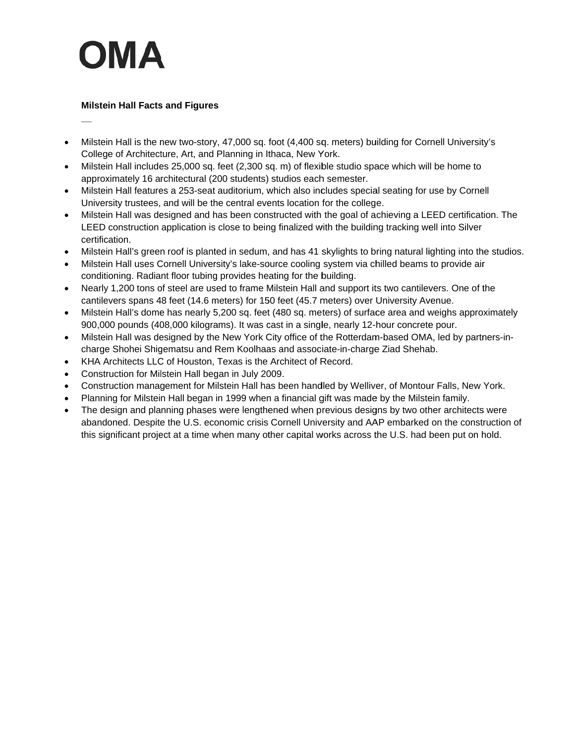# OMA

**Milstein Hall Facts and Figures**

—

- Milstein Hall is the new two-story, 47,000 sq. foot (4,400 sq. meters) building for Cornell University's College of Architecture, Art, and Planning in Ithaca, New York.
- Milstein Hall includes 25,000 sq. feet (2,300 sq. m) of flexible studio space which will be home to approximately 16 architectural (200 students) studios each semester.
- Milstein Hall features a 253-seat auditorium, which also includes special seating for use by Cornell University trustees, and will be the central events location for the college.
- Milstein Hall was designed and has been constructed with the goal of achieving a LEED certification. The LEED construction application is close to being finalized with the building tracking well into Silver certification.
- Milstein Hall's green roof is planted in sedum, and has 41 skylights to bring natural lighting into the studios.
- Milstein Hall uses Cornell University's lake-source cooling system via chilled beams to provide air conditioning. Radiant floor tubing provides heating for the building.
- Nearly 1,200 tons of steel are used to frame Milstein Hall and support its two cantilevers. One of the cantilevers spans 48 feet (14.6 meters) for 150 feet (45.7 meters) over University Avenue.
- Milstein Hall's dome has nearly 5,200 sq. feet (480 sq. meters) of surface area and weighs approximately 900,000 pounds (408,000 kilograms). It was cast in a single, nearly 12-hour concrete pour.
- Milstein Hall was designed by the New York City office of the Rotterdam-based OMA, led by partners-in-charge Shohei Shigematsu and Rem Koolhaas and associate-in-charge Ziad Shehab.
- KHA Architects LLC of Houston, Texas is the Architect of Record.
- Construction for Milstein Hall began in July 2009.
- Construction management for Milstein Hall has been handled by Welliver, of Montour Falls, New York.
- Planning for Milstein Hall began in 1999 when a financial gift was made by the Milstein family.
- The design and planning phases were lengthened when previous designs by two other architects were abandoned. Despite the U.S. economic crisis Cornell University and AAP embarked on the construction of this significant project at a time when many other capital works across the U.S. had been put on hold.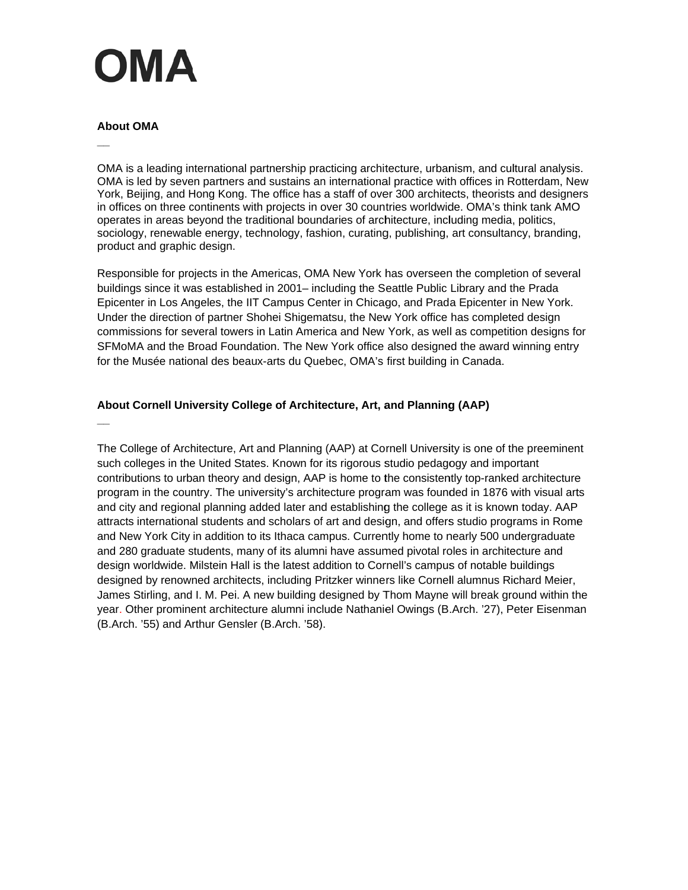# OMA

## About OMA

—

OMA is a leading international partnership practicing architecture, urbanism, and cultural analysis. OMA is led by seven partners and sustains an international practice with offices in Rotterdam, New York, Beijing, and Hong Kong. The office has a staff of over 300 architects, theorists and designers in offices on three continents with projects in over 30 countries worldwide. OMA's think tank AMO operates in areas beyond the traditional boundaries of architecture, including media, politics, sociology, renewable energy, technology, fashion, curating, publishing, art consultancy, branding, product and graphic design.

Responsible for projects in the Americas, OMA New York has overseen the completion of several buildings since it was established in 2001– including the Seattle Public Library and the Prada Epicenter in Los Angeles, the IIT Campus Center in Chicago, and Prada Epicenter in New York. Under the direction of partner Shohei Shigematsu, the New York office has completed design commissions for several towers in Latin America and New York, as well as competition designs for SFMoMA and the Broad Foundation. The New York office also designed the award winning entry for the Musée national des beaux-arts du Quebec, OMA's first building in Canada.

## About Cornell University College of Architecture, Art, and Planning (AAP)

—

The College of Architecture, Art and Planning (AAP) at Cornell University is one of the preeminent such colleges in the United States. Known for its rigorous studio pedagogy and important contributions to urban theory and design, AAP is home to the consistently top-ranked architecture program in the country. The university's architecture program was founded in 1876 with visual arts and city and regional planning added later and establishing the college as it is known today. AAP attracts international students and scholars of art and design, and offers studio programs in Rome and New York City in addition to its Ithaca campus. Currently home to nearly 500 undergraduate and 280 graduate students, many of its alumni have assumed pivotal roles in architecture and design worldwide. Milstein Hall is the latest addition to Cornell's campus of notable buildings designed by renowned architects, including Pritzker winners like Cornell alumnus Richard Meier, James Stirling, and I. M. Pei. A new building designed by Thom Mayne will break ground within the year. Other prominent architecture alumni include Nathaniel Owings (B.Arch. '27), Peter Eisenman (B.Arch. '55) and Arthur Gensler (B.Arch. '58).